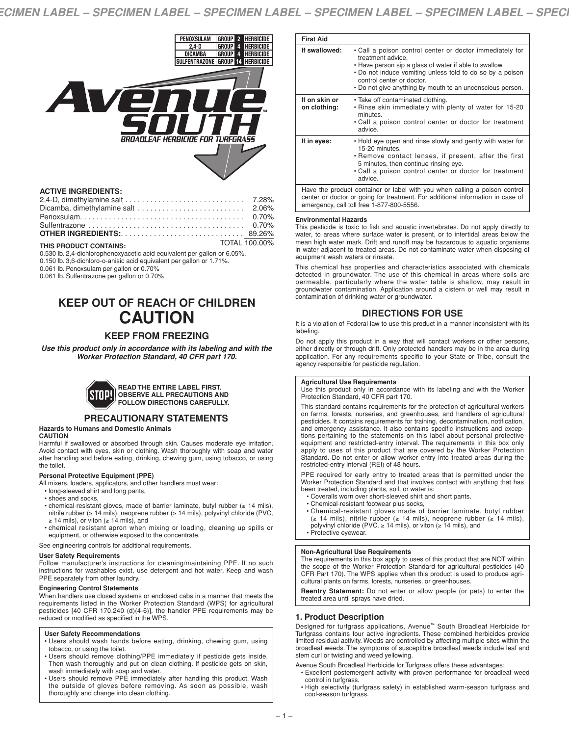| PENOXSULAM | GROUP 2 | HERBICIDE |
| --- | --- | --- |
| 2,4-D | GROUP 4 | HERBICIDE |
| DICAMBA | GROUP 4 | HERBICIDE |
| SULFENTRAZONE | GROUP 14 | HERBICIDE |

# Avenue South™

## BROADLEAF HERBICIDE FOR TURFGRASS

**ACTIVE INGREDIENTS:**

| | |
| --- | --- |
| 2,4-D, dimethylamine salt | 7.28% |
| Dicamba, dimethylamine salt | 2.06% |
| Penoxsulam | 0.70% |
| Sulfentrazone | 0.70% |
| **OTHER INGREDIENTS:** | 89.26% |
| | TOTAL 100.00% |

**THIS PRODUCT CONTAINS:**

0.530 lb. 2,4-dichlorophenoxyacetic acid equivalent per gallon or 6.05%.
0.150 lb. 3,6-dichloro-o-anisic acid equivalent per gallon or 1.71%.
0.061 lb. Penoxsulam per gallon or 0.70%
0.061 lb. Sulfentrazone per gallon or 0.70%

## KEEP OUT OF REACH OF CHILDREN
## CAUTION

### KEEP FROM FREEZING

***Use this product only in accordance with its labeling and with the Worker Protection Standard, 40 CFR part 170.***

**STOP! READ THE ENTIRE LABEL FIRST. OBSERVE ALL PRECAUTIONS AND FOLLOW DIRECTIONS CAREFULLY.**

## PRECAUTIONARY STATEMENTS

**Hazards to Humans and Domestic Animals**
**CAUTION**

Harmful if swallowed or absorbed through skin. Causes moderate eye irritation. Avoid contact with eyes, skin or clothing. Wash thoroughly with soap and water after handling and before eating, drinking, chewing gum, using tobacco, or using the toilet.

**Personal Protective Equipment (PPE)**

All mixers, loaders, applicators, and other handlers must wear:

- long-sleeved shirt and long pants,
- shoes and socks,
- chemical-resistant gloves, made of barrier laminate, butyl rubber (≥ 14 mils), nitrile rubber (≥ 14 mils), neoprene rubber (≥ 14 mils), polyvinyl chloride (PVC, ≥ 14 mils), or viton (≥ 14 mils), and
- chemical resistant apron when mixing or loading, cleaning up spills or equipment, or otherwise exposed to the concentrate.

See engineering controls for additional requirements.

**User Safety Requirements**

Follow manufacturer's instructions for cleaning/maintaining PPE. If no such instructions for washables exist, use detergent and hot water. Keep and wash PPE separately from other laundry.

**Engineering Control Statements**

When handlers use closed systems or enclosed cabs in a manner that meets the requirements listed in the Worker Protection Standard (WPS) for agricultural pesticides [40 CFR 170.240 (d)(4-6)], the handler PPE requirements may be reduced or modified as specified in the WPS.

**User Safety Recommendations**

- Users should wash hands before eating, drinking, chewing gum, using tobacco, or using the toilet.
- Users should remove clothing/PPE immediately if pesticide gets inside. Then wash thoroughly and put on clean clothing. If pesticide gets on skin, wash immediately with soap and water.
- Users should remove PPE immediately after handling this product. Wash the outside of gloves before removing. As soon as possible, wash thoroughly and change into clean clothing.

| First Aid | |
| --- | --- |
| **If swallowed:** | • Call a poison control center or doctor immediately for treatment advice. • Have person sip a glass of water if able to swallow. • Do not induce vomiting unless told to do so by a poison control center or doctor. • Do not give anything by mouth to an unconscious person. |
| **If on skin or on clothing:** | • Take off contaminated clothing. • Rinse skin immediately with plenty of water for 15-20 minutes. • Call a poison control center or doctor for treatment advice. |
| **If in eyes:** | • Hold eye open and rinse slowly and gently with water for 15-20 minutes. • Remove contact lenses, if present, after the first 5 minutes, then continue rinsing eye. • Call a poison control center or doctor for treatment advice. |
| Have the product container or label with you when calling a poison control center or doctor or going for treatment. For additional information in case of emergency, call toll free 1-877-800-5556. | |

**Environmental Hazards**

This pesticide is toxic to fish and aquatic invertebrates. Do not apply directly to water, to areas where surface water is present, or to intertidal areas below the mean high water mark. Drift and runoff may be hazardous to aquatic organisms in water adjacent to treated areas. Do not contaminate water when disposing of equipment wash waters or rinsate.

This chemical has properties and characteristics associated with chemicals detected in groundwater. The use of this chemical in areas where soils are permeable, particularly where the water table is shallow, may result in groundwater contamination. Application around a cistern or well may result in contamination of drinking water or groundwater.

## DIRECTIONS FOR USE

It is a violation of Federal law to use this product in a manner inconsistent with its labeling.

Do not apply this product in a way that will contact workers or other persons, either directly or through drift. Only protected handlers may be in the area during application. For any requirements specific to your State or Tribe, consult the agency responsible for pesticide regulation.

**Agricultural Use Requirements**

Use this product only in accordance with its labeling and with the Worker Protection Standard, 40 CFR part 170.

This standard contains requirements for the protection of agricultural workers on farms, forests, nurseries, and greenhouses, and handlers of agricultural pesticides. It contains requirements for training, decontamination, notification, and emergency assistance. It also contains specific instructions and exceptions pertaining to the statements on this label about personal protective equipment and restricted-entry interval. The requirements in this box only apply to uses of this product that are covered by the Worker Protection Standard. Do not enter or allow worker entry into treated areas during the restricted-entry interval (REI) of 48 hours.

PPE required for early entry to treated areas that is permitted under the Worker Protection Standard and that involves contact with anything that has been treated, including plants, soil, or water is:

- Coveralls worn over short-sleeved shirt and short pants,
- Chemical-resistant footwear plus socks,
- Chemical-resistant gloves made of barrier laminate, butyl rubber (≥ 14 mils), nitrile rubber (≥ 14 mils), neoprene rubber (≥ 14 mils), polyvinyl chloride (PVC, ≥ 14 mils), or viton (≥ 14 mils), and
- Protective eyewear.

**Non-Agricultural Use Requirements**

The requirements in this box apply to uses of this product that are NOT within the scope of the Worker Protection Standard for agricultural pesticides (40 CFR Part 170). The WPS applies when this product is used to produce agricultural plants on farms, forests, nurseries, or greenhouses.

**Reentry Statement:** Do not enter or allow people (or pets) to enter the treated area until sprays have dried.

### 1. Product Description

Designed for turfgrass applications, Avenue™ South Broadleaf Herbicide for Turfgrass contains four active ingredients. These combined herbicides provide limited residual activity. Weeds are controlled by affecting multiple sites within the broadleaf weeds. The symptoms of susceptible broadleaf weeds include leaf and stem curl or twisting and weed yellowing.

Avenue South Broadleaf Herbicide for Turfgrass offers these advantages:

- Excellent postemergent activity with proven performance for broadleaf weed control in turfgrass.
- High selectivity (turfgrass safety) in established warm-season turfgrass and cool-season turfgrass.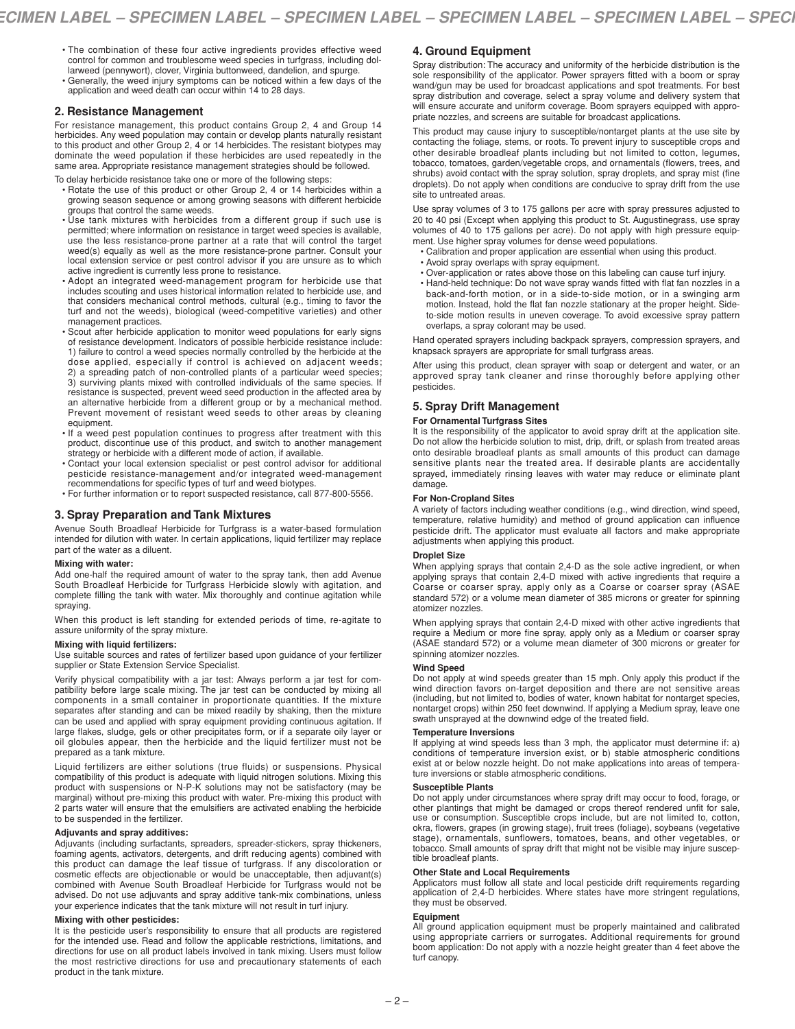- The combination of these four active ingredients provides effective weed control for common and troublesome weed species in turfgrass, including dollarweed (pennywort), clover, Virginia buttonweed, dandelion, and spurge.
- Generally, the weed injury symptoms can be noticed within a few days of the application and weed death can occur within 14 to 28 days.

## 2. Resistance Management

For resistance management, this product contains Group 2, 4 and Group 14 herbicides. Any weed population may contain or develop plants naturally resistant to this product and other Group 2, 4 or 14 herbicides. The resistant biotypes may dominate the weed population if these herbicides are used repeatedly in the same area. Appropriate resistance management strategies should be followed.

To delay herbicide resistance take one or more of the following steps:

- Rotate the use of this product or other Group 2, 4 or 14 herbicides within a growing season sequence or among growing seasons with different herbicide groups that control the same weeds.
- Use tank mixtures with herbicides from a different group if such use is permitted; where information on resistance in target weed species is available, use the less resistance-prone partner at a rate that will control the target weed(s) equally as well as the more resistance-prone partner. Consult your local extension service or pest control advisor if you are unsure as to which active ingredient is currently less prone to resistance.
- Adopt an integrated weed-management program for herbicide use that includes scouting and uses historical information related to herbicide use, and that considers mechanical control methods, cultural (e.g., timing to favor the turf and not the weeds), biological (weed-competitive varieties) and other management practices.
- Scout after herbicide application to monitor weed populations for early signs of resistance development. Indicators of possible herbicide resistance include: 1) failure to control a weed species normally controlled by the herbicide at the dose applied, especially if control is achieved on adjacent weeds; 2) a spreading patch of non-controlled plants of a particular weed species; 3) surviving plants mixed with controlled individuals of the same species. If resistance is suspected, prevent weed seed production in the affected area by an alternative herbicide from a different group or by a mechanical method. Prevent movement of resistant weed seeds to other areas by cleaning equipment.
- If a weed pest population continues to progress after treatment with this product, discontinue use of this product, and switch to another management strategy or herbicide with a different mode of action, if available.
- Contact your local extension specialist or pest control advisor for additional pesticide resistance-management and/or integrated weed-management recommendations for specific types of turf and weed biotypes.
- For further information or to report suspected resistance, call 877-800-5556.

## 3. Spray Preparation and Tank Mixtures

Avenue South Broadleaf Herbicide for Turfgrass is a water-based formulation intended for dilution with water. In certain applications, liquid fertilizer may replace part of the water as a diluent.

**Mixing with water:**

Add one-half the required amount of water to the spray tank, then add Avenue South Broadleaf Herbicide for Turfgrass Herbicide slowly with agitation, and complete filling the tank with water. Mix thoroughly and continue agitation while spraying.

When this product is left standing for extended periods of time, re-agitate to assure uniformity of the spray mixture.

**Mixing with liquid fertilizers:**

Use suitable sources and rates of fertilizer based upon guidance of your fertilizer supplier or State Extension Service Specialist.

Verify physical compatibility with a jar test: Always perform a jar test for compatibility before large scale mixing. The jar test can be conducted by mixing all components in a small container in proportionate quantities. If the mixture separates after standing and can be mixed readily by shaking, then the mixture can be used and applied with spray equipment providing continuous agitation. If large flakes, sludge, gels or other precipitates form, or if a separate oily layer or oil globules appear, then the herbicide and the liquid fertilizer must not be prepared as a tank mixture.

Liquid fertilizers are either solutions (true fluids) or suspensions. Physical compatibility of this product is adequate with liquid nitrogen solutions. Mixing this product with suspensions or N-P-K solutions may not be satisfactory (may be marginal) without pre-mixing this product with water. Pre-mixing this product with 2 parts water will ensure that the emulsifiers are activated enabling the herbicide to be suspended in the fertilizer.

**Adjuvants and spray additives:**

Adjuvants (including surfactants, spreaders, spreader-stickers, spray thickeners, foaming agents, activators, detergents, and drift reducing agents) combined with this product can damage the leaf tissue of turfgrass. If any discoloration or cosmetic effects are objectionable or would be unacceptable, then adjuvant(s) combined with Avenue South Broadleaf Herbicide for Turfgrass would not be advised. Do not use adjuvants and spray additive tank-mix combinations, unless your experience indicates that the tank mixture will not result in turf injury.

**Mixing with other pesticides:**

It is the pesticide user's responsibility to ensure that all products are registered for the intended use. Read and follow the applicable restrictions, limitations, and directions for use on all product labels involved in tank mixing. Users must follow the most restrictive directions for use and precautionary statements of each product in the tank mixture.

## 4. Ground Equipment

Spray distribution: The accuracy and uniformity of the herbicide distribution is the sole responsibility of the applicator. Power sprayers fitted with a boom or spray wand/gun may be used for broadcast applications and spot treatments. For best spray distribution and coverage, select a spray volume and delivery system that will ensure accurate and uniform coverage. Boom sprayers equipped with appropriate nozzles, and screens are suitable for broadcast applications.

This product may cause injury to susceptible/nontarget plants at the use site by contacting the foliage, stems, or roots. To prevent injury to susceptible crops and other desirable broadleaf plants including but not limited to cotton, legumes, tobacco, tomatoes, garden/vegetable crops, and ornamentals (flowers, trees, and shrubs) avoid contact with the spray solution, spray droplets, and spray mist (fine droplets). Do not apply when conditions are conducive to spray drift from the use site to untreated areas.

Use spray volumes of 3 to 175 gallons per acre with spray pressures adjusted to 20 to 40 psi (Except when applying this product to St. Augustinegrass, use spray volumes of 40 to 175 gallons per acre). Do not apply with high pressure equipment. Use higher spray volumes for dense weed populations.

- Calibration and proper application are essential when using this product.
- Avoid spray overlaps with spray equipment.
- Over-application or rates above those on this labeling can cause turf injury.
- Hand-held technique: Do not wave spray wands fitted with flat fan nozzles in a back-and-forth motion, or in a side-to-side motion, or in a swinging arm motion. Instead, hold the flat fan nozzle stationary at the proper height. Side-to-side motion results in uneven coverage. To avoid excessive spray pattern overlaps, a spray colorant may be used.

Hand operated sprayers including backpack sprayers, compression sprayers, and knapsack sprayers are appropriate for small turfgrass areas.

After using this product, clean sprayer with soap or detergent and water, or an approved spray tank cleaner and rinse thoroughly before applying other pesticides.

## 5. Spray Drift Management

**For Ornamental Turfgrass Sites**

It is the responsibility of the applicator to avoid spray drift at the application site. Do not allow the herbicide solution to mist, drip, drift, or splash from treated areas onto desirable broadleaf plants as small amounts of this product can damage sensitive plants near the treated area. If desirable plants are accidentally sprayed, immediately rinsing leaves with water may reduce or eliminate plant damage.

**For Non-Cropland Sites**

A variety of factors including weather conditions (e.g., wind direction, wind speed, temperature, relative humidity) and method of ground application can influence pesticide drift. The applicator must evaluate all factors and make appropriate adjustments when applying this product.

**Droplet Size**

When applying sprays that contain 2,4-D as the sole active ingredient, or when applying sprays that contain 2,4-D mixed with active ingredients that require a Coarse or coarser spray, apply only as a Coarse or coarser spray (ASAE standard 572) or a volume mean diameter of 385 microns or greater for spinning atomizer nozzles.

When applying sprays that contain 2,4-D mixed with other active ingredients that require a Medium or more fine spray, apply only as a Medium or coarser spray (ASAE standard 572) or a volume mean diameter of 300 microns or greater for spinning atomizer nozzles.

**Wind Speed**

Do not apply at wind speeds greater than 15 mph. Only apply this product if the wind direction favors on-target deposition and there are not sensitive areas (including, but not limited to, bodies of water, known habitat for nontarget species, nontarget crops) within 250 feet downwind. If applying a Medium spray, leave one swath unsprayed at the downwind edge of the treated field.

**Temperature Inversions**

If applying at wind speeds less than 3 mph, the applicator must determine if: a) conditions of temperature inversion exist, or b) stable atmospheric conditions exist at or below nozzle height. Do not make applications into areas of temperature inversions or stable atmospheric conditions.

**Susceptible Plants**

Do not apply under circumstances where spray drift may occur to food, forage, or other plantings that might be damaged or crops thereof rendered unfit for sale, use or consumption. Susceptible crops include, but are not limited to, cotton, okra, flowers, grapes (in growing stage), fruit trees (foliage), soybeans (vegetative stage), ornamentals, sunflowers, tomatoes, beans, and other vegetables, or tobacco. Small amounts of spray drift that might not be visible may injure susceptible broadleaf plants.

**Other State and Local Requirements**

Applicators must follow all state and local pesticide drift requirements regarding application of 2,4-D herbicides. Where states have more stringent regulations, they must be observed.

**Equipment**

All ground application equipment must be properly maintained and calibrated using appropriate carriers or surrogates. Additional requirements for ground boom application: Do not apply with a nozzle height greater than 4 feet above the turf canopy.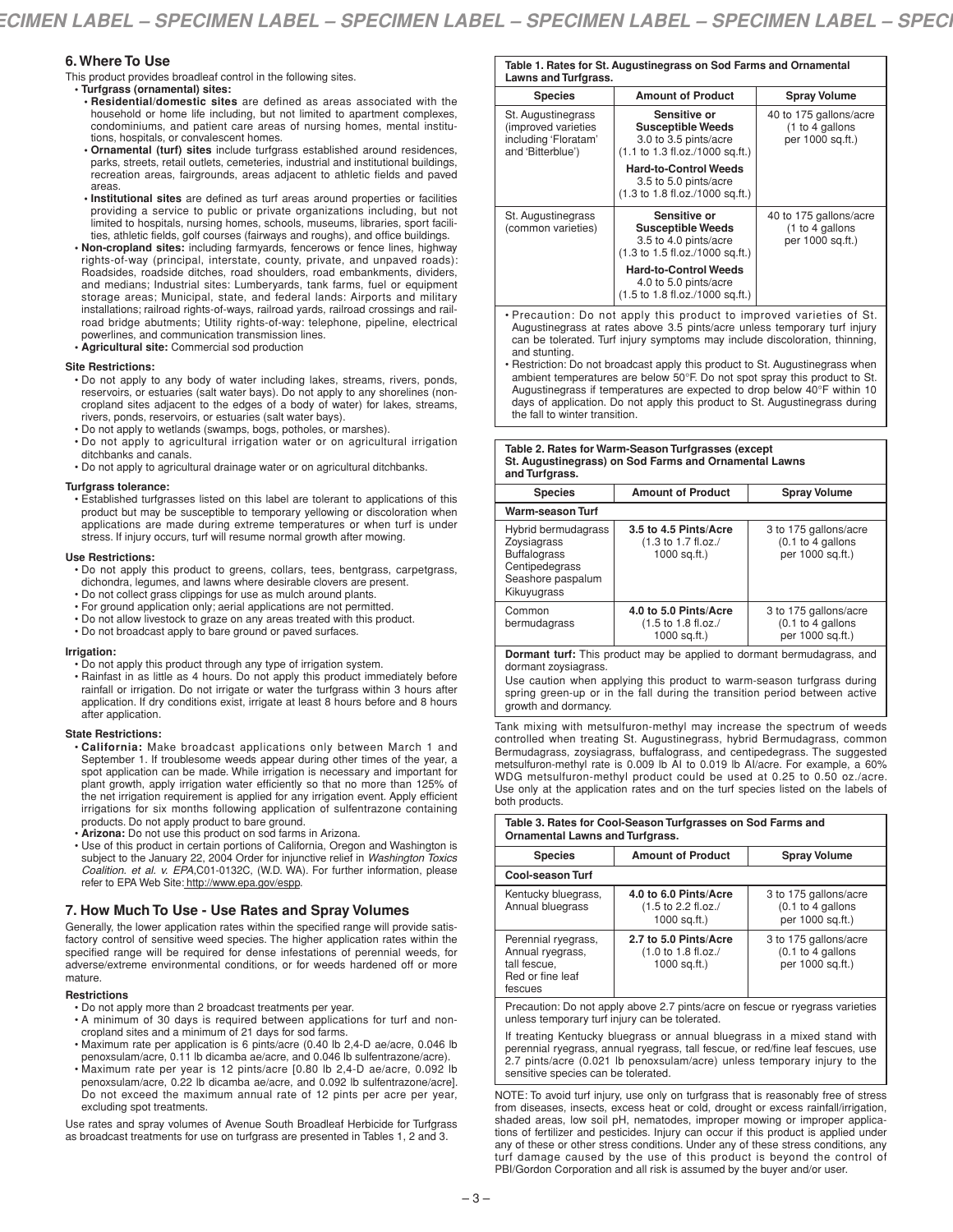## 6. Where To Use

This product provides broadleaf control in the following sites.

- **Turfgrass (ornamental) sites:**
  - **Residential/domestic sites** are defined as areas associated with the household or home life including, but not limited to apartment complexes, condominiums, and patient care areas of nursing homes, mental institutions, hospitals, or convalescent homes.
  - **Ornamental (turf) sites** include turfgrass established around residences, parks, streets, retail outlets, cemeteries, industrial and institutional buildings, recreation areas, fairgrounds, areas adjacent to athletic fields and paved areas.
  - **Institutional sites** are defined as turf areas around properties or facilities providing a service to public or private organizations including, but not limited to hospitals, nursing homes, schools, museums, libraries, sport facilities, athletic fields, golf courses (fairways and roughs), and office buildings.
- **Non-cropland sites:** including farmyards, fencerows or fence lines, highway rights-of-way (principal, interstate, county, private, and unpaved roads): Roadsides, roadside ditches, road shoulders, road embankments, dividers, and medians; Industrial sites: Lumberyards, tank farms, fuel or equipment storage areas; Municipal, state, and federal lands: Airports and military installations; railroad rights-of-ways, railroad yards, railroad crossings and railroad bridge abutments; Utility rights-of-way: telephone, pipeline, electrical powerlines, and communication transmission lines.
- **Agricultural site:** Commercial sod production

### Site Restrictions:

- Do not apply to any body of water including lakes, streams, rivers, ponds, reservoirs, or estuaries (salt water bays). Do not apply to any shorelines (non-cropland sites adjacent to the edges of a body of water) for lakes, streams, rivers, ponds, reservoirs, or estuaries (salt water bays).
- Do not apply to wetlands (swamps, bogs, potholes, or marshes).
- Do not apply to agricultural irrigation water or on agricultural irrigation ditchbanks and canals.
- Do not apply to agricultural drainage water or on agricultural ditchbanks.

### Turfgrass tolerance:

- Established turfgrasses listed on this label are tolerant to applications of this product but may be susceptible to temporary yellowing or discoloration when applications are made during extreme temperatures or when turf is under stress. If injury occurs, turf will resume normal growth after mowing.

### Use Restrictions:

- Do not apply this product to greens, collars, tees, bentgrass, carpetgrass, dichondra, legumes, and lawns where desirable clovers are present.
- Do not collect grass clippings for use as mulch around plants.
- For ground application only; aerial applications are not permitted.
- Do not allow livestock to graze on any areas treated with this product.
- Do not broadcast apply to bare ground or paved surfaces.

### Irrigation:

- Do not apply this product through any type of irrigation system.
- Rainfast in as little as 4 hours. Do not apply this product immediately before rainfall or irrigation. Do not irrigate or water the turfgrass within 3 hours after application. If dry conditions exist, irrigate at least 8 hours before and 8 hours after application.

### State Restrictions:

- **California:** Make broadcast applications only between March 1 and September 1. If troublesome weeds appear during other times of the year, a spot application can be made. While irrigation is necessary and important for plant growth, apply irrigation water efficiently so that no more than 125% of the net irrigation requirement is applied for any irrigation event. Apply efficient irrigations for six months following application of sulfentrazone containing products. Do not apply product to bare ground.
- **Arizona:** Do not use this product on sod farms in Arizona.
- Use of this product in certain portions of California, Oregon and Washington is subject to the January 22, 2004 Order for injunctive relief in *Washington Toxics Coalition. et al. v. EPA*,C01-0132C, (W.D. WA). For further information, please refer to EPA Web Site: http://www.epa.gov/espp.

## 7. How Much To Use - Use Rates and Spray Volumes

Generally, the lower application rates within the specified range will provide satisfactory control of sensitive weed species. The higher application rates within the specified range will be required for dense infestations of perennial weeds, for adverse/extreme environmental conditions, or for weeds hardened off or more mature.

### Restrictions

- Do not apply more than 2 broadcast treatments per year.
- A minimum of 30 days is required between applications for turf and non-cropland sites and a minimum of 21 days for sod farms.
- Maximum rate per application is 6 pints/acre (0.40 lb 2,4-D ae/acre, 0.046 lb penoxsulam/acre, 0.11 lb dicamba ae/acre, and 0.046 lb sulfentrazone/acre).
- Maximum rate per year is 12 pints/acre [0.80 lb 2,4-D ae/acre, 0.092 lb penoxsulam/acre, 0.22 lb dicamba ae/acre, and 0.092 lb sulfentrazone/acre]. Do not exceed the maximum annual rate of 12 pints per acre per year, excluding spot treatments.

Use rates and spray volumes of Avenue South Broadleaf Herbicide for Turfgrass as broadcast treatments for use on turfgrass are presented in Tables 1, 2 and 3.

**Table 1. Rates for St. Augustinegrass on Sod Farms and Ornamental Lawns and Turfgrass.**

| Species | Amount of Product | Spray Volume |
|---|---|---|
| St. Augustinegrass (improved varieties including 'Floratam' and 'Bitterblue') | **Sensitive or Susceptible Weeds** 3.0 to 3.5 pints/acre (1.1 to 1.3 fl.oz./1000 sq.ft.) **Hard-to-Control Weeds** 3.5 to 5.0 pints/acre (1.3 to 1.8 fl.oz./1000 sq.ft.) | 40 to 175 gallons/acre (1 to 4 gallons per 1000 sq.ft.) |
| St. Augustinegrass (common varieties) | **Sensitive or Susceptible Weeds** 3.5 to 4.0 pints/acre (1.3 to 1.5 fl.oz./1000 sq.ft.) **Hard-to-Control Weeds** 4.0 to 5.0 pints/acre (1.5 to 1.8 fl.oz./1000 sq.ft.) | 40 to 175 gallons/acre (1 to 4 gallons per 1000 sq.ft.) |

- Precaution: Do not apply this product to improved varieties of St. Augustinegrass at rates above 3.5 pints/acre unless temporary turf injury can be tolerated. Turf injury symptoms may include discoloration, thinning, and stunting.
- Restriction: Do not broadcast apply this product to St. Augustinegrass when ambient temperatures are below 50°F. Do not spot spray this product to St. Augustinegrass if temperatures are expected to drop below 40°F within 10 days of application. Do not apply this product to St. Augustinegrass during the fall to winter transition.

**Table 2. Rates for Warm-Season Turfgrasses (except St. Augustinegrass) on Sod Farms and Ornamental Lawns and Turfgrass.**

| Species | Amount of Product | Spray Volume |
|---|---|---|
| **Warm-season Turf** | | |
| Hybrid bermudagrass, Zoysiagrass, Buffalograss, Centipedegrass, Seashore paspalum, Kikuyugrass | **3.5 to 4.5 Pints/Acre** (1.3 to 1.7 fl.oz./ 1000 sq.ft.) | 3 to 175 gallons/acre (0.1 to 4 gallons per 1000 sq.ft.) |
| Common bermudagrass | **4.0 to 5.0 Pints/Acre** (1.5 to 1.8 fl.oz./ 1000 sq.ft.) | 3 to 175 gallons/acre (0.1 to 4 gallons per 1000 sq.ft.) |

**Dormant turf:** This product may be applied to dormant bermudagrass, and dormant zoysiagrass.

Use caution when applying this product to warm-season turfgrass during spring green-up or in the fall during the transition period between active growth and dormancy.

Tank mixing with metsulfuron-methyl may increase the spectrum of weeds controlled when treating St. Augustinegrass, hybrid Bermudagrass, common Bermudagrass, zoysiagrass, buffalograss, and centipedegrass. The suggested metsulfuron-methyl rate is 0.009 lb AI to 0.019 lb AI/acre. For example, a 60% WDG metsulfuron-methyl product could be used at 0.25 to 0.50 oz./acre. Use only at the application rates and on the turf species listed on the labels of both products.

**Table 3. Rates for Cool-Season Turfgrasses on Sod Farms and Ornamental Lawns and Turfgrass.**

| Species | Amount of Product | Spray Volume |
|---|---|---|
| **Cool-season Turf** | | |
| Kentucky bluegrass, Annual bluegrass | **4.0 to 6.0 Pints/Acre** (1.5 to 2.2 fl.oz./ 1000 sq.ft.) | 3 to 175 gallons/acre (0.1 to 4 gallons per 1000 sq.ft.) |
| Perennial ryegrass, Annual ryegrass, tall fescue, Red or fine leaf fescues | **2.7 to 5.0 Pints/Acre** (1.0 to 1.8 fl.oz./ 1000 sq.ft.) | 3 to 175 gallons/acre (0.1 to 4 gallons per 1000 sq.ft.) |

Precaution: Do not apply above 2.7 pints/acre on fescue or ryegrass varieties unless temporary turf injury can be tolerated.

If treating Kentucky bluegrass or annual bluegrass in a mixed stand with perennial ryegrass, annual ryegrass, tall fescue, or red/fine leaf fescues, use 2.7 pints/acre (0.021 lb penoxsulam/acre) unless temporary injury to the sensitive species can be tolerated.

NOTE: To avoid turf injury, use only on turfgrass that is reasonably free of stress from diseases, insects, excess heat or cold, drought or excess rainfall/irrigation, shaded areas, low soil pH, nematodes, improper mowing or improper applications of fertilizer and pesticides. Injury can occur if this product is applied under any of these or other stress conditions. Under any of these stress conditions, any turf damage caused by the use of this product is beyond the control of PBI/Gordon Corporation and all risk is assumed by the buyer and/or user.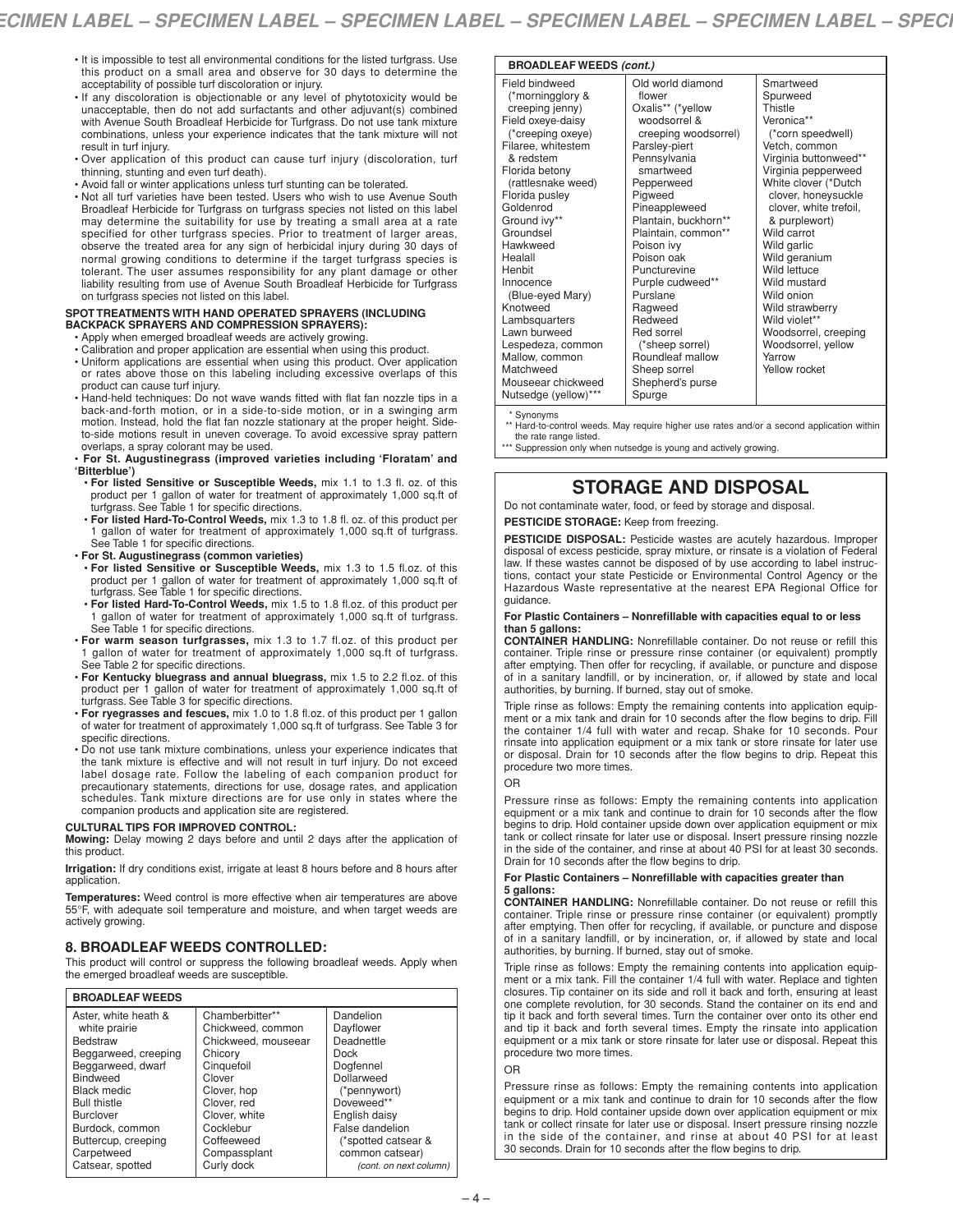- It is impossible to test all environmental conditions for the listed turfgrass. Use this product on a small area and observe for 30 days to determine the acceptability of possible turf discoloration or injury.
- If any discoloration is objectionable or any level of phytotoxicity would be unacceptable, then do not add surfactants and other adjuvant(s) combined with Avenue South Broadleaf Herbicide for Turfgrass. Do not use tank mixture combinations, unless your experience indicates that the tank mixture will not result in turf injury.
- Over application of this product can cause turf injury (discoloration, turf thinning, stunting and even turf death).
- Avoid fall or winter applications unless turf stunting can be tolerated.
- Not all turf varieties have been tested. Users who wish to use Avenue South Broadleaf Herbicide for Turfgrass on turfgrass species not listed on this label may determine the suitability for use by treating a small area at a rate specified for other turfgrass species. Prior to treatment of larger areas, observe the treated area for any sign of herbicidal injury during 30 days of normal growing conditions to determine if the target turfgrass species is tolerant. The user assumes responsibility for any plant damage or other liability resulting from use of Avenue South Broadleaf Herbicide for Turfgrass on turfgrass species not listed on this label.

**SPOT TREATMENTS WITH HAND OPERATED SPRAYERS (INCLUDING BACKPACK SPRAYERS AND COMPRESSION SPRAYERS):**

- Apply when emerged broadleaf weeds are actively growing.
- Calibration and proper application are essential when using this product.
- Uniform applications are essential when using this product. Over application or rates above those on this labeling including excessive overlaps of this product can cause turf injury.
- Hand-held techniques: Do not wave wands fitted with flat fan nozzle tips in a back-and-forth motion, or in a side-to-side motion, or in a swinging arm motion. Instead, hold the flat fan nozzle stationary at the proper height. Side-to-side motions result in uneven coverage. To avoid excessive spray pattern overlaps, a spray colorant may be used.
- **For St. Augustinegrass (improved varieties including 'Floratam' and 'Bitterblue')**
  - **For listed Sensitive or Susceptible Weeds,** mix 1.1 to 1.3 fl. oz. of this product per 1 gallon of water for treatment of approximately 1,000 sq.ft of turfgrass. See Table 1 for specific directions.
  - **For listed Hard-To-Control Weeds,** mix 1.3 to 1.8 fl. oz. of this product per 1 gallon of water for treatment of approximately 1,000 sq.ft of turfgrass. See Table 1 for specific directions.
- **For St. Augustinegrass (common varieties)**
  - **For listed Sensitive or Susceptible Weeds,** mix 1.3 to 1.5 fl.oz. of this product per 1 gallon of water for treatment of approximately 1,000 sq.ft of turfgrass. See Table 1 for specific directions.
  - **For listed Hard-To-Control Weeds,** mix 1.5 to 1.8 fl.oz. of this product per 1 gallon of water for treatment of approximately 1,000 sq.ft of turfgrass. See Table 1 for specific directions.
- **For warm season turfgrasses,** mix 1.3 to 1.7 fl.oz. of this product per 1 gallon of water for treatment of approximately 1,000 sq.ft of turfgrass. See Table 2 for specific directions.
- **For Kentucky bluegrass and annual bluegrass,** mix 1.5 to 2.2 fl.oz. of this product per 1 gallon of water for treatment of approximately 1,000 sq.ft of turfgrass. See Table 3 for specific directions.
- **For ryegrasses and fescues,** mix 1.0 to 1.8 fl.oz. of this product per 1 gallon of water for treatment of approximately 1,000 sq.ft of turfgrass. See Table 3 for specific directions.
- Do not use tank mixture combinations, unless your experience indicates that the tank mixture is effective and will not result in turf injury. Do not exceed label dosage rate. Follow the labeling of each companion product for precautionary statements, directions for use, dosage rates, and application schedules. Tank mixture directions are for use only in states where the companion products and application site are registered.

**CULTURAL TIPS FOR IMPROVED CONTROL:**

**Mowing:** Delay mowing 2 days before and until 2 days after the application of this product.

**Irrigation:** If dry conditions exist, irrigate at least 8 hours before and 8 hours after application.

**Temperatures:** Weed control is more effective when air temperatures are above 55°F, with adequate soil temperature and moisture, and when target weeds are actively growing.

## 8. BROADLEAF WEEDS CONTROLLED:

This product will control or suppress the following broadleaf weeds. Apply when the emerged broadleaf weeds are susceptible.

| BROADLEAF WEEDS | | |
|---|---|---|
| Aster, white heath & white prairie | Chamberbitter** | Dandelion |
| Bedstraw | Chickweed, common | Dayflower |
| Beggarweed, creeping | Chickweed, mouseear | Deadnettle |
| Beggarweed, dwarf | Chicory | Dock |
| Bindweed | Cinquefoil | Dogfennel |
| Black medic | Clover | Dollarweed (*pennywort) |
| Bull thistle | Clover, hop | Doveweed** |
| Burclover | Clover, red | English daisy |
| Burdock, common | Clover, white | False dandelion (*spotted catsear & common catsear) |
| Buttercup, creeping | Cocklebur | |
| Carpetweed | Coffeeweed | |
| Catsear, spotted | Compassplant | |
| | Curly dock | *(cont. on next column)* |

| BROADLEAF WEEDS *(cont.)* | | |
|---|---|---|
| Field bindweed (*morningglory & creeping jenny) | Old world diamond flower | Smartweed |
| Field oxeye-daisy (*creeping oxeye) | Oxalis** (*yellow woodsorrel & creeping woodsorrel) | Spurweed |
| Filaree, whitestem & redstem | Parsley-piert | Thistle |
| Florida betony (rattlesnake weed) | Pennsylvania smartweed | Veronica** (*corn speedwell) |
| Florida pusley | Pepperweed | Vetch, common |
| Goldenrod | Pigweed | Virginia buttonweed** |
| Ground ivy** | Pineappleweed | Virginia pepperweed |
| Groundsel | Plantain, buckhorn** | White clover (*Dutch clover, honeysuckle clover, white trefoil, & purplewort) |
| Hawkweed | Plaintain, common** | Wild carrot |
| Healall | Poison ivy | Wild garlic |
| Henbit | Poison oak | Wild geranium |
| Innocence (Blue-eyed Mary) | Puncturevine | Wild lettuce |
| Knotweed | Purple cudweed** | Wild mustard |
| Lambsquarters | Purslane | Wild onion |
| Lawn burweed | Ragweed | Wild strawberry |
| Lespedeza, common | Redweed | Wild violet** |
| Mallow, common | Red sorrel (*sheep sorrel) | Woodsorrel, creeping |
| Matchweed | Roundleaf mallow | Woodsorrel, yellow |
| Mouseear chickweed | Sheep sorrel | Yarrow |
| Nutsedge (yellow)*** | Shepherd's purse | Yellow rocket |
| | Spurge | |

\* Synonyms
** Hard-to-control weeds. May require higher use rates and/or a second application within the rate range listed.
*** Suppression only when nutsedge is young and actively growing.

# STORAGE AND DISPOSAL

Do not contaminate water, food, or feed by storage and disposal.

**PESTICIDE STORAGE:** Keep from freezing.

**PESTICIDE DISPOSAL:** Pesticide wastes are acutely hazardous. Improper disposal of excess pesticide, spray mixture, or rinsate is a violation of Federal law. If these wastes cannot be disposed of by use according to label instructions, contact your state Pesticide or Environmental Control Agency or the Hazardous Waste representative at the nearest EPA Regional Office for guidance.

**For Plastic Containers – Nonrefillable with capacities equal to or less than 5 gallons:**

**CONTAINER HANDLING:** Nonrefillable container. Do not reuse or refill this container. Triple rinse or pressure rinse container (or equivalent) promptly after emptying. Then offer for recycling, if available, or puncture and dispose of in a sanitary landfill, or by incineration, or, if allowed by state and local authorities, by burning. If burned, stay out of smoke.

Triple rinse as follows: Empty the remaining contents into application equipment or a mix tank and drain for 10 seconds after the flow begins to drip. Fill the container 1/4 full with water and recap. Shake for 10 seconds. Pour rinsate into application equipment or a mix tank or store rinsate for later use or disposal. Drain for 10 seconds after the flow begins to drip. Repeat this procedure two more times.

OR

Pressure rinse as follows: Empty the remaining contents into application equipment or a mix tank and continue to drain for 10 seconds after the flow begins to drip. Hold container upside down over application equipment or mix tank or collect rinsate for later use or disposal. Insert pressure rinsing nozzle in the side of the container, and rinse at about 40 PSI for at least 30 seconds. Drain for 10 seconds after the flow begins to drip.

**For Plastic Containers – Nonrefillable with capacities greater than 5 gallons:**

**CONTAINER HANDLING:** Nonrefillable container. Do not reuse or refill this container. Triple rinse or pressure rinse container (or equivalent) promptly after emptying. Then offer for recycling, if available, or puncture and dispose of in a sanitary landfill, or by incineration, or, if allowed by state and local authorities, by burning. If burned, stay out of smoke.

Triple rinse as follows: Empty the remaining contents into application equipment or a mix tank. Fill the container 1/4 full with water. Replace and tighten closures. Tip container on its side and roll it back and forth, ensuring at least one complete revolution, for 30 seconds. Stand the container on its end and tip it back and forth several times. Turn the container over onto its other end and tip it back and forth several times. Empty the rinsate into application equipment or a mix tank or store rinsate for later use or disposal. Repeat this procedure two more times.

OR

Pressure rinse as follows: Empty the remaining contents into application equipment or a mix tank and continue to drain for 10 seconds after the flow begins to drip. Hold container upside down over application equipment or mix tank or collect rinsate for later use or disposal. Insert pressure rinsing nozzle in the side of the container, and rinse at about 40 PSI for at least 30 seconds. Drain for 10 seconds after the flow begins to drip.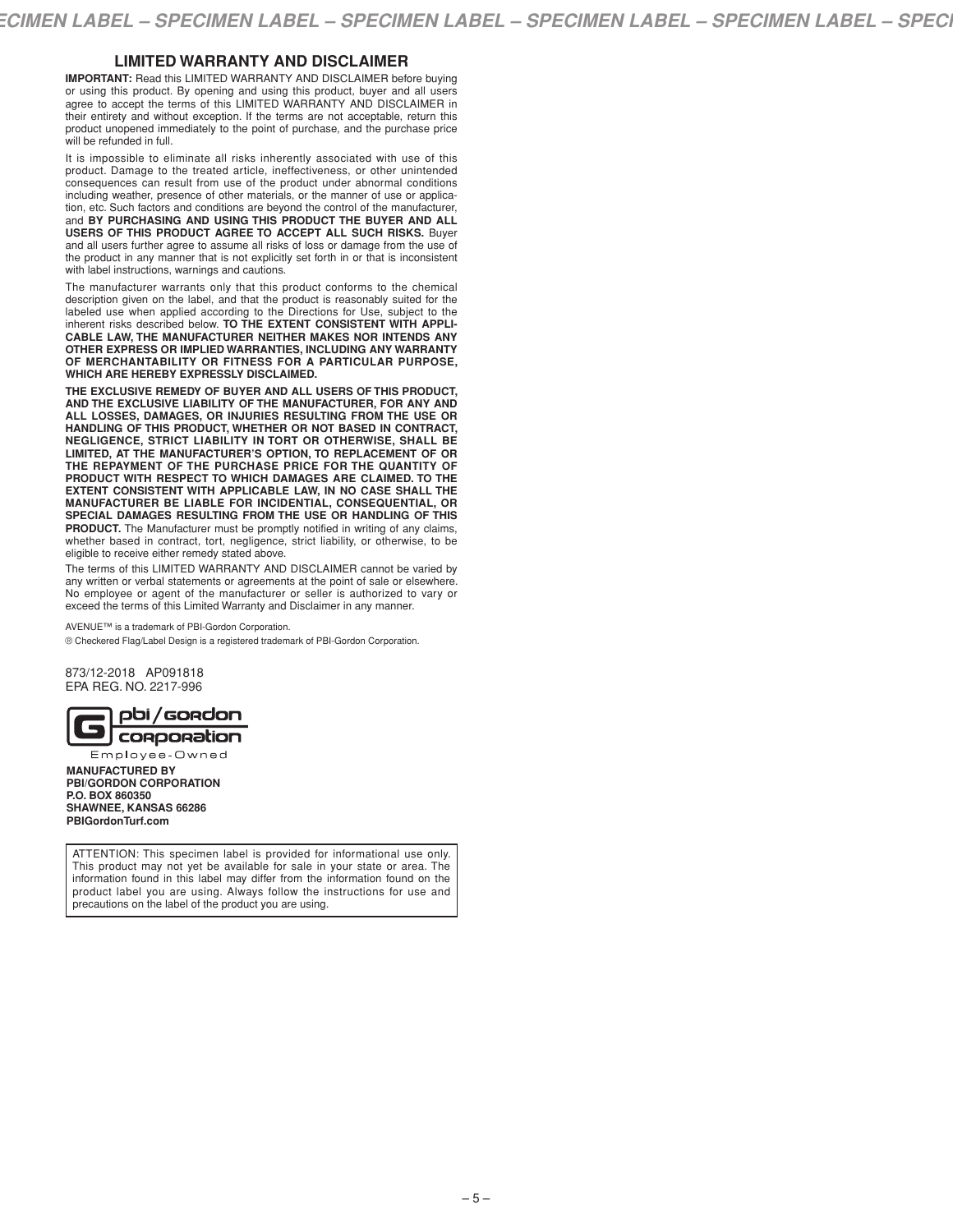## LIMITED WARRANTY AND DISCLAIMER

**IMPORTANT:** Read this LIMITED WARRANTY AND DISCLAIMER before buying or using this product. By opening and using this product, buyer and all users agree to accept the terms of this LIMITED WARRANTY AND DISCLAIMER in their entirety and without exception. If the terms are not acceptable, return this product unopened immediately to the point of purchase, and the purchase price will be refunded in full.

It is impossible to eliminate all risks inherently associated with use of this product. Damage to the treated article, ineffectiveness, or other unintended consequences can result from use of the product under abnormal conditions including weather, presence of other materials, or the manner of use or application, etc. Such factors and conditions are beyond the control of the manufacturer, and **BY PURCHASING AND USING THIS PRODUCT THE BUYER AND ALL USERS OF THIS PRODUCT AGREE TO ACCEPT ALL SUCH RISKS.** Buyer and all users further agree to assume all risks of loss or damage from the use of the product in any manner that is not explicitly set forth in or that is inconsistent with label instructions, warnings and cautions.

The manufacturer warrants only that this product conforms to the chemical description given on the label, and that the product is reasonably suited for the labeled use when applied according to the Directions for Use, subject to the inherent risks described below. **TO THE EXTENT CONSISTENT WITH APPLICABLE LAW, THE MANUFACTURER NEITHER MAKES NOR INTENDS ANY OTHER EXPRESS OR IMPLIED WARRANTIES, INCLUDING ANY WARRANTY OF MERCHANTABILITY OR FITNESS FOR A PARTICULAR PURPOSE, WHICH ARE HEREBY EXPRESSLY DISCLAIMED.**

**THE EXCLUSIVE REMEDY OF BUYER AND ALL USERS OF THIS PRODUCT, AND THE EXCLUSIVE LIABILITY OF THE MANUFACTURER, FOR ANY AND ALL LOSSES, DAMAGES, OR INJURIES RESULTING FROM THE USE OR HANDLING OF THIS PRODUCT, WHETHER OR NOT BASED IN CONTRACT, NEGLIGENCE, STRICT LIABILITY IN TORT OR OTHERWISE, SHALL BE LIMITED, AT THE MANUFACTURER'S OPTION, TO REPLACEMENT OF OR THE REPAYMENT OF THE PURCHASE PRICE FOR THE QUANTITY OF PRODUCT WITH RESPECT TO WHICH DAMAGES ARE CLAIMED. TO THE EXTENT CONSISTENT WITH APPLICABLE LAW, IN NO CASE SHALL THE MANUFACTURER BE LIABLE FOR INCIDENTIAL, CONSEQUENTIAL, OR SPECIAL DAMAGES RESULTING FROM THE USE OR HANDLING OF THIS PRODUCT.** The Manufacturer must be promptly notified in writing of any claims, whether based in contract, tort, negligence, strict liability, or otherwise, to be eligible to receive either remedy stated above.

The terms of this LIMITED WARRANTY AND DISCLAIMER cannot be varied by any written or verbal statements or agreements at the point of sale or elsewhere. No employee or agent of the manufacturer or seller is authorized to vary or exceed the terms of this Limited Warranty and Disclaimer in any manner.

AVENUE™ is a trademark of PBI-Gordon Corporation.

® Checkered Flag/Label Design is a registered trademark of PBI-Gordon Corporation.

873/12-2018 AP091818
EPA REG. NO. 2217-996

pbi/gordon corporation
Employee-Owned

**MANUFACTURED BY**
**PBI/GORDON CORPORATION**
**P.O. BOX 860350**
**SHAWNEE, KANSAS 66286**
**PBIGordonTurf.com**

ATTENTION: This specimen label is provided for informational use only. This product may not yet be available for sale in your state or area. The information found in this label may differ from the information found on the product label you are using. Always follow the instructions for use and precautions on the label of the product you are using.